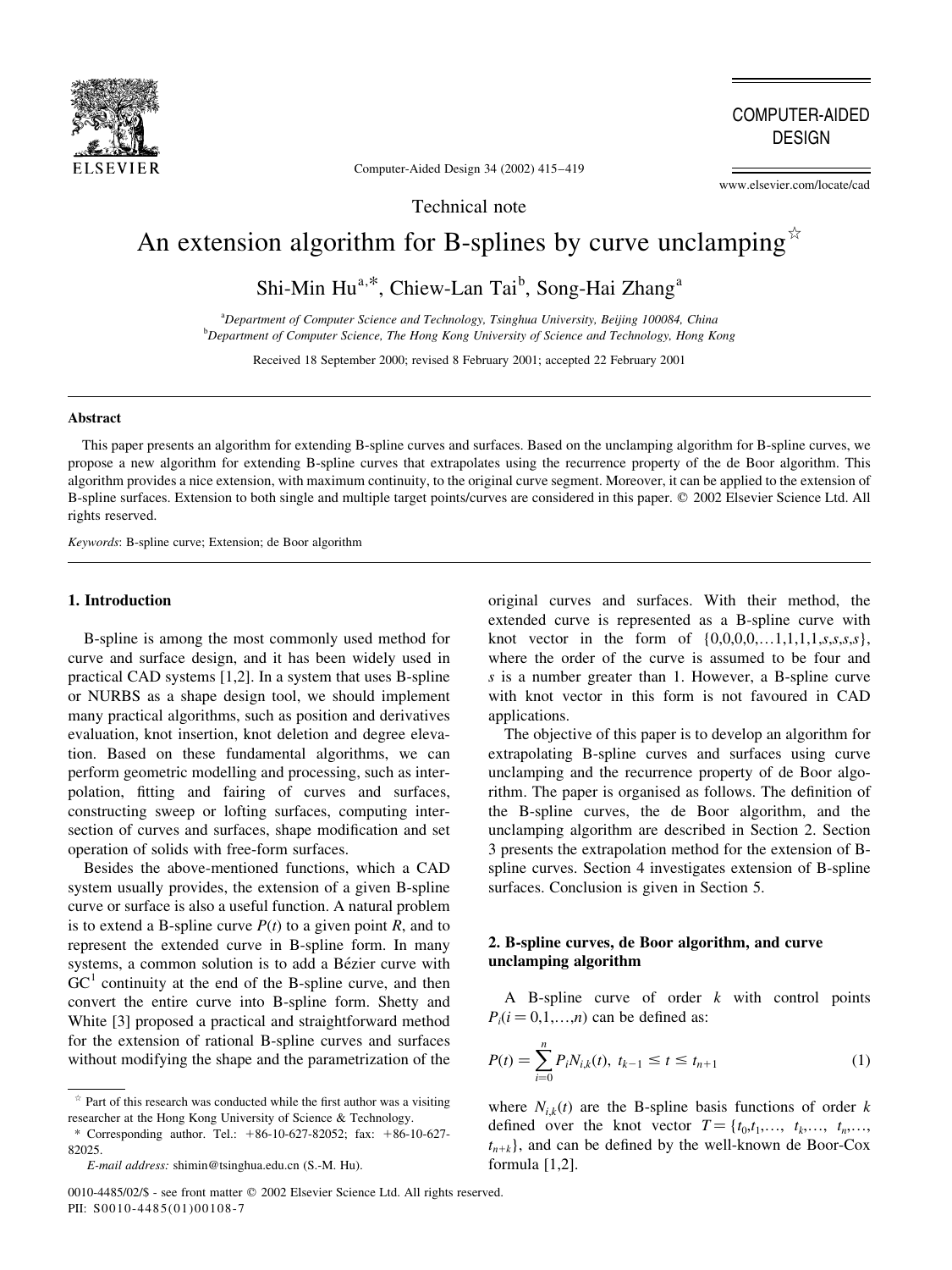Technical note

# An extension algorithm for B-splines by curve unclamping[☆]

Shi-Min Hu[a,*], Chiew-Lan Tai[b], Song-Hai Zhang[a]

[a]*Department of Computer Science and Technology, Tsinghua University, Beijing 100084, China*
[b]*Department of Computer Science, The Hong Kong University of Science and Technology, Hong Kong*

Received 18 September 2000; revised 8 February 2001; accepted 22 February 2001

**Abstract**

This paper presents an algorithm for extending B-spline curves and surfaces. Based on the unclamping algorithm for B-spline curves, we propose a new algorithm for extending B-spline curves that extrapolates using the recurrence property of the de Boor algorithm. This algorithm provides a nice extension, with maximum continuity, to the original curve segment. Moreover, it can be applied to the extension of B-spline surfaces. Extension to both single and multiple target points/curves are considered in this paper. © 2002 Elsevier Science Ltd. All rights reserved.

*Keywords*: B-spline curve; Extension; de Boor algorithm

## 1. Introduction

B-spline is among the most commonly used method for curve and surface design, and it has been widely used in practical CAD systems [1,2]. In a system that uses B-spline or NURBS as a shape design tool, we should implement many practical algorithms, such as position and derivatives evaluation, knot insertion, knot deletion and degree elevation. Based on these fundamental algorithms, we can perform geometric modelling and processing, such as interpolation, fitting and fairing of curves and surfaces, constructing sweep or lofting surfaces, computing intersection of curves and surfaces, shape modification and set operation of solids with free-form surfaces.

Besides the above-mentioned functions, which a CAD system usually provides, the extension of a given B-spline curve or surface is also a useful function. A natural problem is to extend a B-spline curve $P(t)$ to a given point $R$, and to represent the extended curve in B-spline form. In many systems, a common solution is to add a Bézier curve with $GC^1$ continuity at the end of the B-spline curve, and then convert the entire curve into B-spline form. Shetty and White [3] proposed a practical and straightforward method for the extension of rational B-spline curves and surfaces without modifying the shape and the parametrization of the original curves and surfaces. With their method, the extended curve is represented as a B-spline curve with knot vector in the form of $\{0,0,0,0,\ldots 1,1,1,1,s,s,s,s\}$, where the order of the curve is assumed to be four and $s$ is a number greater than 1. However, a B-spline curve with knot vector in this form is not favoured in CAD applications.

The objective of this paper is to develop an algorithm for extrapolating B-spline curves and surfaces using curve unclamping and the recurrence property of de Boor algorithm. The paper is organised as follows. The definition of the B-spline curves, the de Boor algorithm, and the unclamping algorithm are described in Section 2. Section 3 presents the extrapolation method for the extension of B-spline curves. Section 4 investigates extension of B-spline surfaces. Conclusion is given in Section 5.

## 2. B-spline curves, de Boor algorithm, and curve unclamping algorithm

A B-spline curve of order $k$ with control points $P_i (i = 0,1,\ldots,n)$ can be defined as:

$$P(t) = \sum_{i=0}^{n} P_i N_{i,k}(t), \; t_{k-1} \le t \le t_{n+1} \tag{1}$$

where $N_{i,k}(t)$ are the B-spline basis functions of order $k$ defined over the knot vector $T = \{t_0, t_1, \ldots, t_k, \ldots, t_n, \ldots, t_{n+k}\}$, and can be defined by the well-known de Boor-Cox formula [1,2].

---

[☆] Part of this research was conducted while the first author was a visiting researcher at the Hong Kong University of Science & Technology.

\* Corresponding author. Tel.: +86-10-627-82052; fax: +86-10-627-82025.

*E-mail address:* shimin@tsinghua.edu.cn (S.-M. Hu).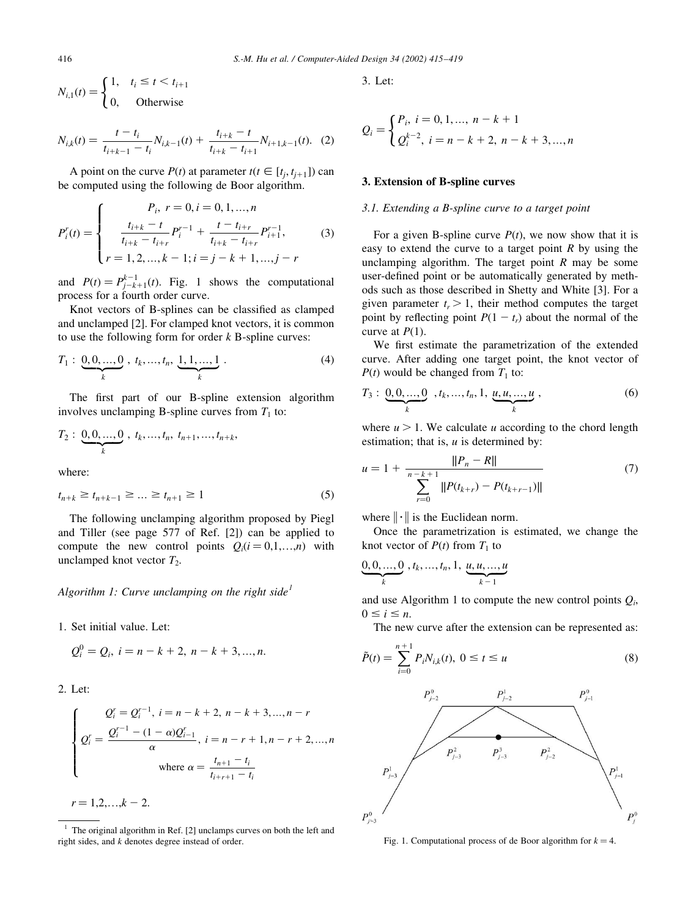$$N_{i,1}(t) = \begin{cases} 1, & t_i \le t < t_{i+1} \\ 0, & \text{Otherwise} \end{cases}$$

$$N_{i,k}(t) = \frac{t - t_i}{t_{i+k-1} - t_i} N_{i,k-1}(t) + \frac{t_{i+k} - t}{t_{i+k} - t_{i+1}} N_{i+1,k-1}(t). \quad (2)$$

A point on the curve $P(t)$ at parameter $t(t \in [t_j, t_{j+1}])$ can be computed using the following de Boor algorithm.

$$P_i^r(t) = \begin{cases} P_i, \ r = 0, i = 0, 1, \ldots, n \\ \dfrac{t_{i+k} - t}{t_{i+k} - t_{i+r}} P_i^{r-1} + \dfrac{t - t_{i+r}}{t_{i+k} - t_{i+r}} P_{i+1}^{r-1}, \\ r = 1, 2, \ldots, k-1; i = j-k+1, \ldots, j-r \end{cases} \quad (3)$$

and $P(t) = P_{j-k+1}^{k-1}(t)$. Fig. 1 shows the computational process for a fourth order curve.

Knot vectors of B-splines can be classified as clamped and unclamped [2]. For clamped knot vectors, it is common to use the following form for order $k$ B-spline curves:

$$T_1 : \underbrace{0, 0, \ldots, 0}_{k}, \ t_k, \ldots, t_n, \ \underbrace{1, 1, \ldots, 1}_{k}. \quad (4)$$

The first part of our B-spline extension algorithm involves unclamping B-spline curves from $T_1$ to:

$$T_2 : \underbrace{0, 0, \ldots, 0}_{k}, \ t_k, \ldots, t_n, \ t_{n+1}, \ldots, t_{n+k},$$

where:

$$t_{n+k} \ge t_{n+k-1} \ge \ldots \ge t_{n+1} \ge 1 \quad (5)$$

The following unclamping algorithm proposed by Piegl and Tiller (see page 577 of Ref. [2]) can be applied to compute the new control points $Q_i (i = 0, 1, \ldots, n)$ with unclamped knot vector $T_2$.

*Algorithm 1: Curve unclamping on the right side*[1]

1. Set initial value. Let:

$$Q_i^0 = Q_i, \ i = n-k+2, \ n-k+3, \ldots, n.$$

2. Let:

$$\begin{cases} Q_i^r = Q_i^{r-1}, \ i = n-k+2, \ n-k+3, \ldots, n-r \\ Q_i^r = \dfrac{Q_i^{r-1} - (1-\alpha) Q_{i-1}^r}{\alpha}, \ i = n-r+1, n-r+2, \ldots, n \\ \text{where } \alpha = \dfrac{t_{n+1} - t_i}{t_{i+r+1} - t_i} \end{cases}$$

$r = 1, 2, \ldots, k-2.$

3. Let:

$$Q_i = \begin{cases} P_i, \ i = 0, 1, \ldots, \ n-k+1 \\ Q_i^{k-2}, \ i = n-k+2, \ n-k+3, \ldots, n \end{cases}$$

[1] The original algorithm in Ref. [2] unclamps curves on both the left and right sides, and $k$ denotes degree instead of order.

## 3. Extension of B-spline curves

### 3.1. Extending a B-spline curve to a target point

For a given B-spline curve $P(t)$, we now show that it is easy to extend the curve to a target point $R$ by using the unclamping algorithm. The target point $R$ may be some user-defined point or be automatically generated by methods such as those described in Shetty and White [3]. For a given parameter $t_r > 1$, their method computes the target point by reflecting point $P(1 - t_r)$ about the normal of the curve at $P(1)$.

We first estimate the parametrization of the extended curve. After adding one target point, the knot vector of $P(t)$ would be changed from $T_1$ to:

$$T_3 : \underbrace{0, 0, \ldots, 0}_{k}, t_k, \ldots, t_n, 1, \ \underbrace{u, u, \ldots, u}_{k}, \quad (6)$$

where $u > 1$. We calculate $u$ according to the chord length estimation; that is, $u$ is determined by:

$$u = 1 + \frac{\|P_n - R\|}{\displaystyle\sum_{r=0}^{n-k+1} \|P(t_{k+r}) - P(t_{k+r-1})\|} \quad (7)$$

where $\|\cdot\|$ is the Euclidean norm.

Once the parametrization is estimated, we change the knot vector of $P(t)$ from $T_1$ to

$$\underbrace{0, 0, \ldots, 0}_{k}, t_k, \ldots, t_n, 1, \ \underbrace{u, u, \ldots, u}_{k-1}$$

and use Algorithm 1 to compute the new control points $Q_i$, $0 \le i \le n$.

The new curve after the extension can be represented as:

$$\tilde{P}(t) = \sum_{i=0}^{n+1} P_i N_{i,k}(t), \ 0 \le t \le u \quad (8)$$

Fig. 1. Computational process of de Boor algorithm for $k = 4$.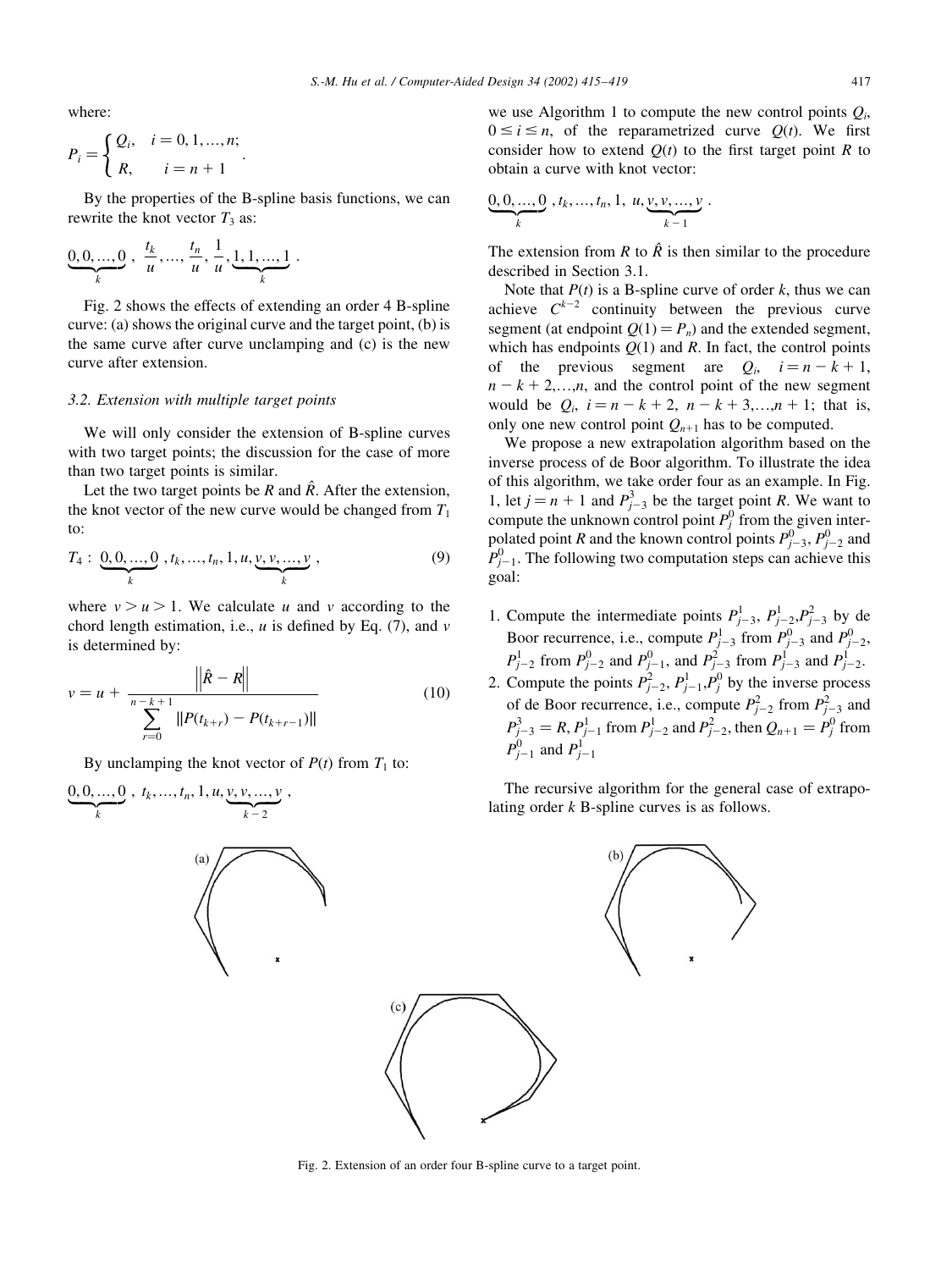where:

$$P_i = \begin{cases} Q_i, & i = 0, 1, \ldots, n; \\ R, & i = n + 1 \end{cases}.$$

By the properties of the B-spline basis functions, we can rewrite the knot vector $T_3$ as:

$$\underbrace{0, 0, \ldots, 0}_{k},\ \frac{t_k}{u}, \ldots, \frac{t_n}{u},\ \frac{1}{u}, \underbrace{1, 1, \ldots, 1}_{k}.$$

Fig. 2 shows the effects of extending an order 4 B-spline curve: (a) shows the original curve and the target point, (b) is the same curve after curve unclamping and (c) is the new curve after extension.

### 3.2. Extension with multiple target points

We will only consider the extension of B-spline curves with two target points; the discussion for the case of more than two target points is similar.

Let the two target points be $R$ and $\hat{R}$. After the extension, the knot vector of the new curve would be changed from $T_1$ to:

$$T_4 : \underbrace{0, 0, \ldots, 0}_{k}, t_k, \ldots, t_n, 1, u, \underbrace{v, v, \ldots, v}_{k}, \tag{9}$$

where $v > u > 1$. We calculate $u$ and $v$ according to the chord length estimation, i.e., $u$ is defined by Eq. (7), and $v$ is determined by:

$$v = u + \frac{\left\|\hat{R} - R\right\|}{\sum_{r=0}^{n-k+1} \|P(t_{k+r}) - P(t_{k+r-1})\|} \tag{10}$$

By unclamping the knot vector of $P(t)$ from $T_1$ to:

$$\underbrace{0, 0, \ldots, 0}_{k},\ t_k, \ldots, t_n, 1, u, \underbrace{v, v, \ldots, v}_{k-2},$$

we use Algorithm 1 to compute the new control points $Q_i$, $0 \le i \le n$, of the reparametrized curve $Q(t)$. We first consider how to extend $Q(t)$ to the first target point $R$ to obtain a curve with knot vector:

$$\underbrace{0, 0, \ldots, 0}_{k}, t_k, \ldots, t_n, 1,\ u, \underbrace{v, v, \ldots, v}_{k-1}.$$

The extension from $R$ to $\hat{R}$ is then similar to the procedure described in Section 3.1.

Note that $P(t)$ is a B-spline curve of order $k$, thus we can achieve $C^{k-2}$ continuity between the previous curve segment (at endpoint $Q(1) = P_n$) and the extended segment, which has endpoints $Q(1)$ and $R$. In fact, the control points of the previous segment are $Q_i$, $i = n-k+1, n-k+2, \ldots, n$, and the control point of the new segment would be $Q_i$, $i = n-k+2,\ n-k+3, \ldots, n+1$; that is, only one new control point $Q_{n+1}$ has to be computed.

We propose a new extrapolation algorithm based on the inverse process of de Boor algorithm. To illustrate the idea of this algorithm, we take order four as an example. In Fig. 1, let $j = n+1$ and $P_{j-3}^3$ be the target point $R$. We want to compute the unknown control point $P_j^0$ from the given interpolated point $R$ and the known control points $P_{j-3}^0$, $P_{j-2}^0$ and $P_{j-1}^0$. The following two computation steps can achieve this goal:

1. Compute the intermediate points $P_{j-3}^1$, $P_{j-2}^1$, $P_{j-3}^2$ by de Boor recurrence, i.e., compute $P_{j-3}^1$ from $P_{j-3}^0$ and $P_{j-2}^0$, $P_{j-2}^1$ from $P_{j-2}^0$ and $P_{j-1}^0$, and $P_{j-3}^2$ from $P_{j-3}^1$ and $P_{j-2}^1$.
2. Compute the points $P_{j-2}^2$, $P_{j-1}^1$, $P_j^0$ by the inverse process of de Boor recurrence, i.e., compute $P_{j-2}^2$ from $P_{j-3}^2$ and $P_{j-3}^3 = R$, $P_{j-1}^1$ from $P_{j-2}^1$ and $P_{j-2}^2$, then $Q_{n+1} = P_j^0$ from $P_{j-1}^0$ and $P_{j-1}^1$

The recursive algorithm for the general case of extrapolating order $k$ B-spline curves is as follows.

Fig. 2. Extension of an order four B-spline curve to a target point.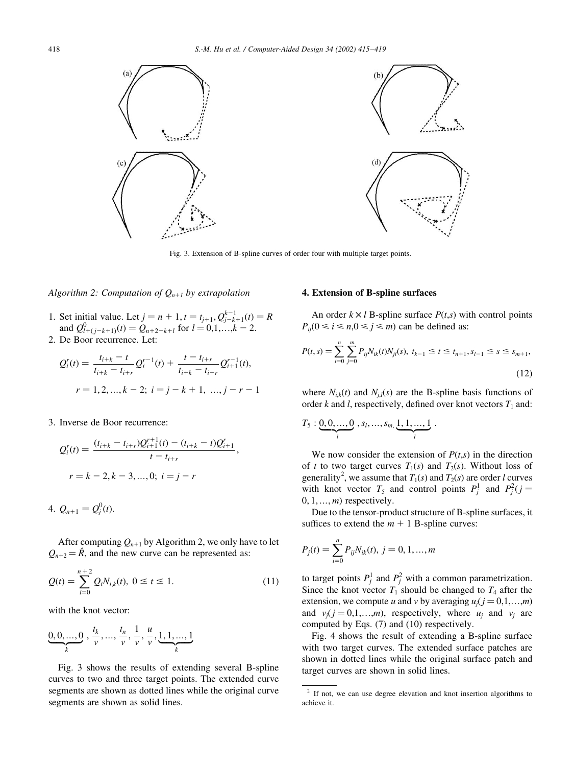Fig. 3. Extension of B-spline curves of order four with multiple target points.

*Algorithm 2: Computation of $Q_{n+1}$ by extrapolation*

1. Set initial value. Let $j = n + 1, t = t_{j+1}, Q_{j-k+1}^{k-1}(t) = R$ and $Q_{l+(j-k+1)}^{0}(t) = Q_{n+2-k+l}$ for $l = 0,1,\ldots,k-2$.
2. De Boor recurrence. Let:

$$Q_i^r(t) = \frac{t_{i+k} - t}{t_{i+k} - t_{i+r}} Q_i^{r-1}(t) + \frac{t - t_{i+r}}{t_{i+k} - t_{i+r}} Q_{i+1}^{r-1}(t),$$

$$r = 1, 2, \ldots, k-2;\ i = j-k+1,\ \ldots, j-r-1$$

3. Inverse de Boor recurrence:

$$Q_i^r(t) = \frac{(t_{i+k} - t_{i+r}) Q_{i+1}^{r+1}(t) - (t_{i+k} - t) Q_{i+1}^r}{t - t_{i+r}},$$

$$r = k-2, k-3, \ldots, 0;\ i = j-r$$

4. $Q_{n+1} = Q_j^0(t)$.

After computing $Q_{n+1}$ by Algorithm 2, we only have to let $Q_{n+2} = \hat{R}$, and the new curve can be represented as:

$$Q(t) = \sum_{i=0}^{n+2} Q_i N_{i,k}(t),\ 0 \le t \le 1. \tag{11}$$

with the knot vector:

$$\underbrace{0, 0, \ldots, 0}_{k},\ \frac{t_k}{v}, \ldots, \frac{t_n}{v}, \frac{1}{v}, \frac{u}{v}, \underbrace{1, 1, \ldots, 1}_{k}$$

Fig. 3 shows the results of extending several B-spline curves to two and three target points. The extended curve segments are shown as dotted lines while the original curve segments are shown as solid lines.

## 4. Extension of B-spline surfaces

An order $k \times l$ B-spline surface $P(t,s)$ with control points $P_{ij}(0 \le i \le n, 0 \le j \le m)$ can be defined as:

$$P(t,s) = \sum_{i=0}^{n} \sum_{j=0}^{m} P_{ij} N_{ik}(t) N_{jl}(s),\ t_{k-1} \le t \le t_{n+1}, s_{l-1} \le s \le s_{m+1}, \tag{12}$$

where $N_{i,k}(t)$ and $N_{j,l}(s)$ are the B-spline basis functions of order $k$ and $l$, respectively, defined over knot vectors $T_1$ and:

$$T_5 : \underbrace{0, 0, \ldots, 0}_{l}, s_l, \ldots, s_m, \underbrace{1, 1, \ldots, 1}_{l}.$$

We now consider the extension of $P(t,s)$ in the direction of $t$ to two target curves $T_1(s)$ and $T_2(s)$. Without loss of generality[2], we assume that $T_1(s)$ and $T_2(s)$ are order $l$ curves with knot vector $T_5$ and control points $P_j^1$ and $P_j^2 (j = 0, 1, \ldots, m)$ respectively.

Due to the tensor-product structure of B-spline surfaces, it suffices to extend the $m + 1$ B-spline curves:

$$P_j(t) = \sum_{i=0}^{n} P_{ij} N_{ik}(t),\ j = 0, 1, \ldots, m$$

to target points $P_j^1$ and $P_j^2$ with a common parametrization. Since the knot vector $T_1$ should be changed to $T_4$ after the extension, we compute $u$ and $v$ by averaging $u_j (j = 0,1,\ldots,m)$ and $v_j (j = 0,1,\ldots,m)$, respectively, where $u_j$ and $v_j$ are computed by Eqs. (7) and (10) respectively.

Fig. 4 shows the result of extending a B-spline surface with two target curves. The extended surface patches are shown in dotted lines while the original surface patch and target curves are shown in solid lines.

[2] If not, we can use degree elevation and knot insertion algorithms to achieve it.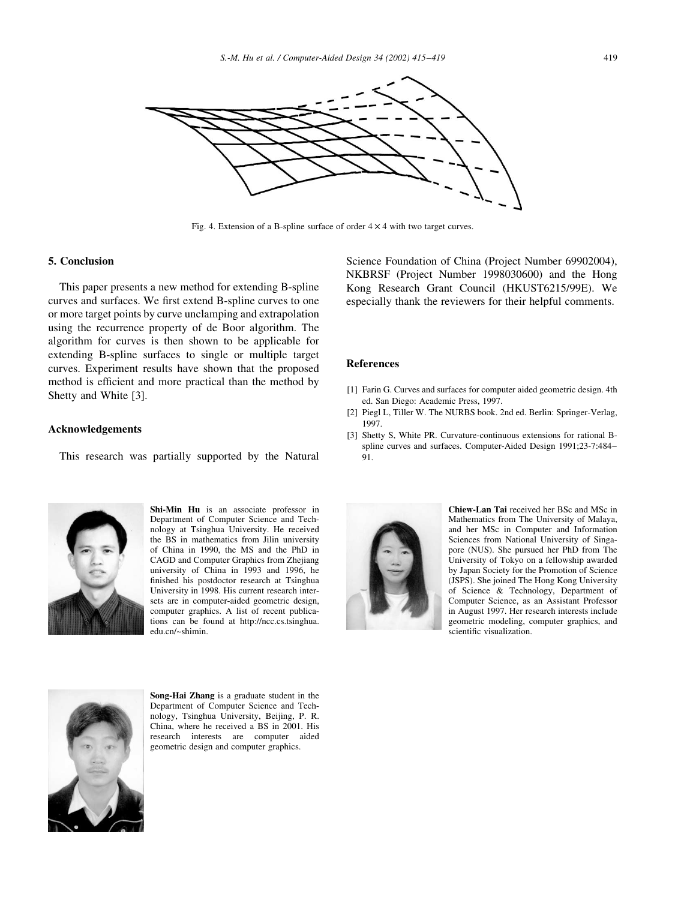Fig. 4. Extension of a B-spline surface of order $4 \times 4$ with two target curves.

## 5. Conclusion

This paper presents a new method for extending B-spline curves and surfaces. We first extend B-spline curves to one or more target points by curve unclamping and extrapolation using the recurrence property of de Boor algorithm. The algorithm for curves is then shown to be applicable for extending B-spline surfaces to single or multiple target curves. Experiment results have shown that the proposed method is efficient and more practical than the method by Shetty and White [3].

## Acknowledgements

This research was partially supported by the Natural Science Foundation of China (Project Number 69902004), NKBRSF (Project Number 1998030600) and the Hong Kong Research Grant Council (HKUST6215/99E). We especially thank the reviewers for their helpful comments.

## References

[1] Farin G. Curves and surfaces for computer aided geometric design. 4th ed. San Diego: Academic Press, 1997.

[2] Piegl L, Tiller W. The NURBS book. 2nd ed. Berlin: Springer-Verlag, 1997.

[3] Shetty S, White PR. Curvature-continuous extensions for rational B-spline curves and surfaces. Computer-Aided Design 1991;23-7:484–91.

**Shi-Min Hu** is an associate professor in Department of Computer Science and Technology at Tsinghua University. He received the BS in mathematics from Jilin university of China in 1990, the MS and the PhD in CAGD and Computer Graphics from Zhejiang university of China in 1993 and 1996, he finished his postdoctor research at Tsinghua University in 1998. His current research intersets are in computer-aided geometric design, computer graphics. A list of recent publications can be found at http://ncc.cs.tsinghua.edu.cn/~shimin.

**Chiew-Lan Tai** received her BSc and MSc in Mathematics from The University of Malaya, and her MSc in Computer and Information Sciences from National University of Singapore (NUS). She pursued her PhD from The University of Tokyo on a fellowship awarded by Japan Society for the Promotion of Science (JSPS). She joined The Hong Kong University of Science & Technology, Department of Computer Science, as an Assistant Professor in August 1997. Her research interests include geometric modeling, computer graphics, and scientific visualization.

**Song-Hai Zhang** is a graduate student in the Department of Computer Science and Technology, Tsinghua University, Beijing, P. R. China, where he received a BS in 2001. His research interests are computer aided geometric design and computer graphics.